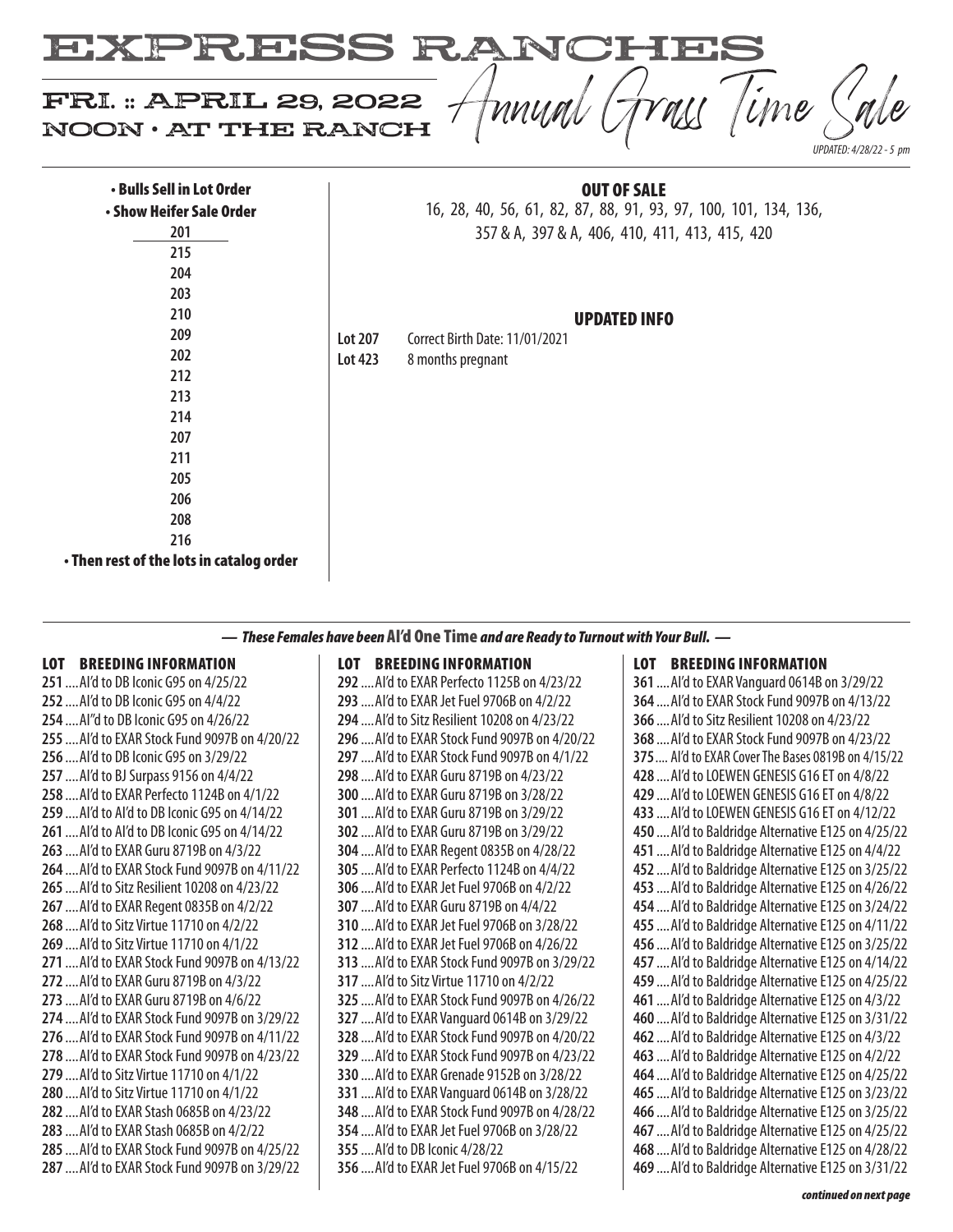# EXPRESS RANCHES

## FRI. :: APRIL 29, 2022 NOON • AT THE RANCH

## Annual Grass Time Sale

*UPDATED: 4/28/22 - 5 pm*

**• Bulls Sell in Lot Order**

**• Show Heifer Sale Order**

201
215
204
203
210
209
202
212
213
214
207
211
205
206
208
216

**• Then rest of the lots in catalog order**

### OUT OF SALE

16, 28, 40, 56, 61, 82, 87, 88, 91, 93, 97, 100, 101, 134, 136, 357 & A, 397 & A, 406, 410, 411, 413, 415, 420

### UPDATED INFO

**Lot 207** Correct Birth Date: 11/01/2021

**Lot 423** 8 months pregnant

### — *These Females have been* AI'd One Time *and are Ready to Turnout with Your Bull.* —

| LOT | BREEDING INFORMATION |
|---|---|
| 251 | AI'd to DB Iconic G95 on 4/25/22 |
| 252 | AI'd to DB Iconic G95 on 4/4/22 |
| 254 | AI"d to DB Iconic G95 on 4/26/22 |
| 255 | AI'd to EXAR Stock Fund 9097B on 4/20/22 |
| 256 | AI'd to DB Iconic G95 on 3/29/22 |
| 257 | AI'd to BJ Surpass 9156 on 4/4/22 |
| 258 | AI'd to EXAR Perfecto 1124B on 4/1/22 |
| 259 | AI'd to AI'd to DB Iconic G95 on 4/14/22 |
| 261 | AI'd to AI'd to DB Iconic G95 on 4/14/22 |
| 263 | AI'd to EXAR Guru 8719B on 4/3/22 |
| 264 | AI'd to EXAR Stock Fund 9097B on 4/11/22 |
| 265 | AI'd to Sitz Resilient 10208 on 4/23/22 |
| 267 | AI'd to EXAR Regent 0835B on 4/2/22 |
| 268 | AI'd to Sitz Virtue 11710 on 4/2/22 |
| 269 | AI'd to Sitz Virtue 11710 on 4/1/22 |
| 271 | AI'd to EXAR Stock Fund 9097B on 4/13/22 |
| 272 | AI'd to EXAR Guru 8719B on 4/3/22 |
| 273 | AI'd to EXAR Guru 8719B on 4/6/22 |
| 274 | AI'd to EXAR Stock Fund 9097B on 3/29/22 |
| 276 | AI'd to EXAR Stock Fund 9097B on 4/11/22 |
| 278 | AI'd to EXAR Stock Fund 9097B on 4/23/22 |
| 279 | AI'd to Sitz Virtue 11710 on 4/1/22 |
| 280 | AI'd to Sitz Virtue 11710 on 4/1/22 |
| 282 | AI'd to EXAR Stash 0685B on 4/23/22 |
| 283 | AI'd to EXAR Stash 0685B on 4/2/22 |
| 285 | AI'd to EXAR Stock Fund 9097B on 4/25/22 |
| 287 | AI'd to EXAR Stock Fund 9097B on 3/29/22 |
| 292 | AI'd to EXAR Perfecto 1125B on 4/23/22 |
| 293 | AI'd to EXAR Jet Fuel 9706B on 4/2/22 |
| 294 | AI'd to Sitz Resilient 10208 on 4/23/22 |
| 296 | AI'd to EXAR Stock Fund 9097B on 4/20/22 |
| 297 | AI'd to EXAR Stock Fund 9097B on 4/1/22 |
| 298 | AI'd to EXAR Guru 8719B on 4/23/22 |
| 300 | AI'd to EXAR Guru 8719B on 3/28/22 |
| 301 | AI'd to EXAR Guru 8719B on 3/29/22 |
| 302 | AI'd to EXAR Guru 8719B on 3/29/22 |
| 304 | AI'd to EXAR Regent 0835B on 4/28/22 |
| 305 | AI'd to EXAR Perfecto 1124B on 4/4/22 |
| 306 | AI'd to EXAR Jet Fuel 9706B on 4/2/22 |
| 307 | AI'd to EXAR Guru 8719B on 4/4/22 |
| 310 | AI'd to EXAR Jet Fuel 9706B on 3/28/22 |
| 312 | AI'd to EXAR Jet Fuel 9706B on 4/26/22 |
| 313 | AI'd to EXAR Stock Fund 9097B on 3/29/22 |
| 317 | AI'd to Sitz Virtue 11710 on 4/2/22 |
| 325 | AI'd to EXAR Stock Fund 9097B on 4/26/22 |
| 327 | AI'd to EXAR Vanguard 0614B on 3/29/22 |
| 328 | AI'd to EXAR Stock Fund 9097B on 4/20/22 |
| 329 | AI'd to EXAR Stock Fund 9097B on 4/23/22 |
| 330 | AI'd to EXAR Grenade 9152B on 3/28/22 |
| 331 | AI'd to EXAR Vanguard 0614B on 3/28/22 |
| 348 | AI'd to EXAR Stock Fund 9097B on 4/28/22 |
| 354 | AI'd to EXAR Jet Fuel 9706B on 3/28/22 |
| 355 | AI'd to DB Iconic 4/28/22 |
| 356 | AI'd to EXAR Jet Fuel 9706B on 4/15/22 |
| 361 | AI'd to EXAR Vanguard 0614B on 3/29/22 |
| 364 | AI'd to EXAR Stock Fund 9097B on 4/13/22 |
| 366 | AI'd to Sitz Resilient 10208 on 4/23/22 |
| 368 | AI'd to EXAR Stock Fund 9097B on 4/23/22 |
| 375 | AI'd to EXAR Cover The Bases 0819B on 4/15/22 |
| 428 | AI'd to LOEWEN GENESIS G16 ET on 4/8/22 |
| 429 | AI'd to LOEWEN GENESIS G16 ET on 4/8/22 |
| 433 | AI'd to LOEWEN GENESIS G16 ET on 4/12/22 |
| 450 | AI'd to Baldridge Alternative E125 on 4/25/22 |
| 451 | AI'd to Baldridge Alternative E125 on 4/4/22 |
| 452 | AI'd to Baldridge Alternative E125 on 3/25/22 |
| 453 | AI'd to Baldridge Alternative E125 on 4/26/22 |
| 454 | AI'd to Baldridge Alternative E125 on 3/24/22 |
| 455 | AI'd to Baldridge Alternative E125 on 4/11/22 |
| 456 | AI'd to Baldridge Alternative E125 on 3/25/22 |
| 457 | AI'd to Baldridge Alternative E125 on 4/14/22 |
| 459 | AI'd to Baldridge Alternative E125 on 4/25/22 |
| 461 | AI'd to Baldridge Alternative E125 on 4/3/22 |
| 460 | AI'd to Baldridge Alternative E125 on 3/31/22 |
| 462 | AI'd to Baldridge Alternative E125 on 4/3/22 |
| 463 | AI'd to Baldridge Alternative E125 on 4/2/22 |
| 464 | AI'd to Baldridge Alternative E125 on 4/25/22 |
| 465 | AI'd to Baldridge Alternative E125 on 3/23/22 |
| 466 | AI'd to Baldridge Alternative E125 on 3/25/22 |
| 467 | AI'd to Baldridge Alternative E125 on 4/25/22 |
| 468 | AI'd to Baldridge Alternative E125 on 4/28/22 |
| 469 | AI'd to Baldridge Alternative E125 on 3/31/22 |

***continued on next page***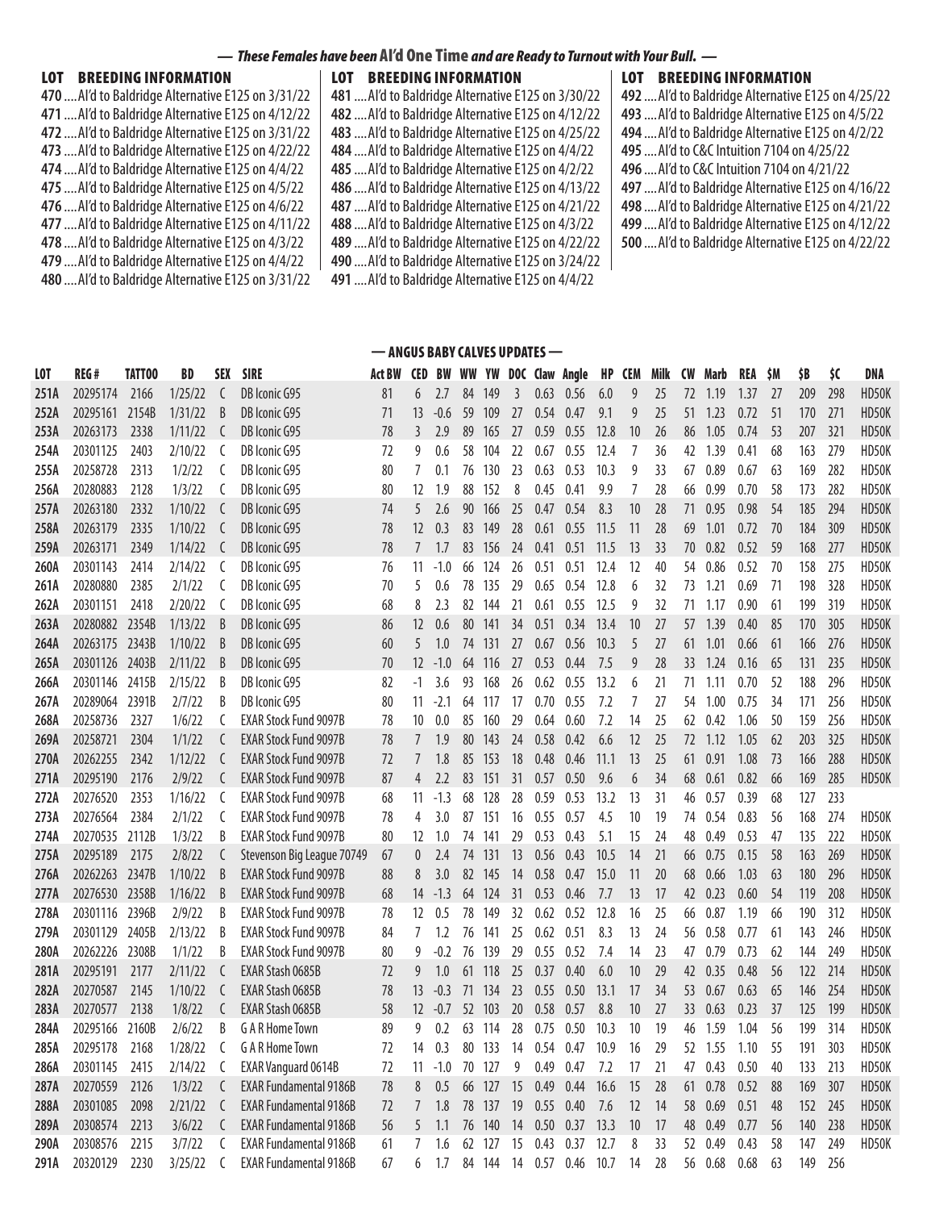## — *These Females have been* AI'd One Time *and are Ready to Turnout with Your Bull.* —

| LOT | BREEDING INFORMATION |
|---|---|
| 470 | AI'd to Baldridge Alternative E125 on 3/31/22 |
| 471 | AI'd to Baldridge Alternative E125 on 4/12/22 |
| 472 | AI'd to Baldridge Alternative E125 on 3/31/22 |
| 473 | AI'd to Baldridge Alternative E125 on 4/22/22 |
| 474 | AI'd to Baldridge Alternative E125 on 4/4/22 |
| 475 | AI'd to Baldridge Alternative E125 on 4/5/22 |
| 476 | AI'd to Baldridge Alternative E125 on 4/6/22 |
| 477 | AI'd to Baldridge Alternative E125 on 4/11/22 |
| 478 | AI'd to Baldridge Alternative E125 on 4/3/22 |
| 479 | AI'd to Baldridge Alternative E125 on 4/4/22 |
| 480 | AI'd to Baldridge Alternative E125 on 3/31/22 |
| 481 | AI'd to Baldridge Alternative E125 on 3/30/22 |
| 482 | AI'd to Baldridge Alternative E125 on 4/12/22 |
| 483 | AI'd to Baldridge Alternative E125 on 4/25/22 |
| 484 | AI'd to Baldridge Alternative E125 on 4/4/22 |
| 485 | AI'd to Baldridge Alternative E125 on 4/2/22 |
| 486 | AI'd to Baldridge Alternative E125 on 4/13/22 |
| 487 | AI'd to Baldridge Alternative E125 on 4/21/22 |
| 488 | AI'd to Baldridge Alternative E125 on 4/3/22 |
| 489 | AI'd to Baldridge Alternative E125 on 4/22/22 |
| 490 | AI'd to Baldridge Alternative E125 on 3/24/22 |
| 491 | AI'd to Baldridge Alternative E125 on 4/4/22 |
| 492 | AI'd to Baldridge Alternative E125 on 4/25/22 |
| 493 | AI'd to Baldridge Alternative E125 on 4/5/22 |
| 494 | AI'd to Baldridge Alternative E125 on 4/2/22 |
| 495 | AI'd to C&C Intuition 7104 on 4/25/22 |
| 496 | AI'd to C&C Intuition 7104 on 4/21/22 |
| 497 | AI'd to Baldridge Alternative E125 on 4/16/22 |
| 498 | AI'd to Baldridge Alternative E125 on 4/21/22 |
| 499 | AI'd to Baldridge Alternative E125 on 4/12/22 |
| 500 | AI'd to Baldridge Alternative E125 on 4/22/22 |

## — ANGUS BABY CALVES UPDATES —

| LOT | REG# | TATTOO | BD | SEX | SIRE | Act BW | CED | BW | WW | YW | DOC | Claw | Angle | HP | CEM | Milk | CW | Marb | REA | $M | $B | $C | DNA |
|---|---|---|---|---|---|---|---|---|---|---|---|---|---|---|---|---|---|---|---|---|---|---|---|
| 251A | 20295174 | 2166 | 1/25/22 | C | DB Iconic G95 | 81 | 6 | 2.7 | 84 | 149 | 3 | 0.63 | 0.56 | 6.0 | 9 | 25 | 72 | 1.19 | 1.37 | 27 | 209 | 298 | HD50K |
| 252A | 20295161 | 2154B | 1/31/22 | B | DB Iconic G95 | 71 | 13 | -0.6 | 59 | 109 | 27 | 0.54 | 0.47 | 9.1 | 9 | 25 | 51 | 1.23 | 0.72 | 51 | 170 | 271 | HD50K |
| 253A | 20263173 | 2338 | 1/11/22 | C | DB Iconic G95 | 78 | 3 | 2.9 | 89 | 165 | 27 | 0.59 | 0.55 | 12.8 | 10 | 26 | 86 | 1.05 | 0.74 | 53 | 207 | 321 | HD50K |
| 254A | 20301125 | 2403 | 2/10/22 | C | DB Iconic G95 | 72 | 9 | 0.6 | 58 | 104 | 22 | 0.67 | 0.55 | 12.4 | 7 | 36 | 42 | 1.39 | 0.41 | 68 | 163 | 279 | HD50K |
| 255A | 20258728 | 2313 | 1/2/22 | C | DB Iconic G95 | 80 | 7 | 0.1 | 76 | 130 | 23 | 0.63 | 0.53 | 10.3 | 9 | 33 | 67 | 0.89 | 0.67 | 63 | 169 | 282 | HD50K |
| 256A | 20280883 | 2128 | 1/3/22 | C | DB Iconic G95 | 80 | 12 | 1.9 | 88 | 152 | 8 | 0.45 | 0.41 | 9.9 | 7 | 28 | 66 | 0.99 | 0.70 | 58 | 173 | 282 | HD50K |
| 257A | 20263180 | 2332 | 1/10/22 | C | DB Iconic G95 | 74 | 5 | 2.6 | 90 | 166 | 25 | 0.47 | 0.54 | 8.3 | 10 | 28 | 71 | 0.95 | 0.98 | 54 | 185 | 294 | HD50K |
| 258A | 20263179 | 2335 | 1/10/22 | C | DB Iconic G95 | 78 | 12 | 0.3 | 83 | 149 | 28 | 0.61 | 0.55 | 11.5 | 11 | 28 | 69 | 1.01 | 0.72 | 70 | 184 | 309 | HD50K |
| 259A | 20263171 | 2349 | 1/14/22 | C | DB Iconic G95 | 78 | 7 | 1.7 | 83 | 156 | 24 | 0.41 | 0.51 | 11.5 | 13 | 33 | 70 | 0.82 | 0.52 | 59 | 168 | 277 | HD50K |
| 260A | 20301143 | 2414 | 2/14/22 | C | DB Iconic G95 | 76 | 11 | -1.0 | 66 | 124 | 26 | 0.51 | 0.51 | 12.4 | 12 | 40 | 54 | 0.86 | 0.52 | 70 | 158 | 275 | HD50K |
| 261A | 20280880 | 2385 | 2/1/22 | C | DB Iconic G95 | 70 | 5 | 0.6 | 78 | 135 | 29 | 0.65 | 0.54 | 12.8 | 6 | 32 | 73 | 1.21 | 0.69 | 71 | 198 | 328 | HD50K |
| 262A | 20301151 | 2418 | 2/20/22 | C | DB Iconic G95 | 68 | 8 | 2.3 | 82 | 144 | 21 | 0.61 | 0.55 | 12.5 | 9 | 32 | 71 | 1.17 | 0.90 | 61 | 199 | 319 | HD50K |
| 263A | 20280882 | 2354B | 1/13/22 | B | DB Iconic G95 | 86 | 12 | 0.6 | 80 | 141 | 34 | 0.51 | 0.34 | 13.4 | 10 | 27 | 57 | 1.39 | 0.40 | 85 | 170 | 305 | HD50K |
| 264A | 20263175 | 2343B | 1/10/22 | B | DB Iconic G95 | 60 | 5 | 1.0 | 74 | 131 | 27 | 0.67 | 0.56 | 10.3 | 5 | 27 | 61 | 1.01 | 0.66 | 61 | 166 | 276 | HD50K |
| 265A | 20301126 | 2403B | 2/11/22 | B | DB Iconic G95 | 70 | 12 | -1.0 | 64 | 116 | 27 | 0.53 | 0.44 | 7.5 | 9 | 28 | 33 | 1.24 | 0.16 | 65 | 131 | 235 | HD50K |
| 266A | 20301146 | 2415B | 2/15/22 | B | DB Iconic G95 | 82 | -1 | 3.6 | 93 | 168 | 26 | 0.62 | 0.55 | 13.2 | 6 | 21 | 71 | 1.11 | 0.70 | 52 | 188 | 296 | HD50K |
| 267A | 20289064 | 2391B | 2/7/22 | B | DB Iconic G95 | 80 | 11 | -2.1 | 64 | 117 | 17 | 0.70 | 0.55 | 7.2 | 7 | 27 | 54 | 1.00 | 0.75 | 34 | 171 | 256 | HD50K |
| 268A | 20258736 | 2327 | 1/6/22 | C | EXAR Stock Fund 9097B | 78 | 10 | 0.0 | 85 | 160 | 29 | 0.64 | 0.60 | 7.2 | 14 | 25 | 62 | 0.42 | 1.06 | 50 | 159 | 256 | HD50K |
| 269A | 20258721 | 2304 | 1/1/22 | C | EXAR Stock Fund 9097B | 78 | 7 | 1.9 | 80 | 143 | 24 | 0.58 | 0.42 | 6.6 | 12 | 25 | 72 | 1.12 | 1.05 | 62 | 203 | 325 | HD50K |
| 270A | 20262255 | 2342 | 1/12/22 | C | EXAR Stock Fund 9097B | 72 | 7 | 1.8 | 85 | 153 | 18 | 0.48 | 0.46 | 11.1 | 13 | 25 | 61 | 0.91 | 1.08 | 73 | 166 | 288 | HD50K |
| 271A | 20295190 | 2176 | 2/9/22 | C | EXAR Stock Fund 9097B | 87 | 4 | 2.2 | 83 | 151 | 31 | 0.57 | 0.50 | 9.6 | 6 | 34 | 68 | 0.61 | 0.82 | 66 | 169 | 285 | HD50K |
| 272A | 20276520 | 2353 | 1/16/22 | C | EXAR Stock Fund 9097B | 68 | 11 | -1.3 | 68 | 128 | 28 | 0.59 | 0.53 | 13.2 | 13 | 31 | 46 | 0.57 | 0.39 | 68 | 127 | 233 | |
| 273A | 20276564 | 2384 | 2/1/22 | C | EXAR Stock Fund 9097B | 78 | 4 | 3.0 | 87 | 151 | 16 | 0.55 | 0.57 | 4.5 | 10 | 19 | 74 | 0.54 | 0.83 | 56 | 168 | 274 | HD50K |
| 274A | 20270535 | 2112B | 1/3/22 | B | EXAR Stock Fund 9097B | 80 | 12 | 1.0 | 74 | 141 | 29 | 0.53 | 0.43 | 5.1 | 15 | 24 | 48 | 0.49 | 0.53 | 47 | 135 | 222 | HD50K |
| 275A | 20295189 | 2175 | 2/8/22 | C | Stevenson Big League 70749 | 67 | 0 | 2.4 | 74 | 131 | 13 | 0.56 | 0.43 | 10.5 | 14 | 21 | 66 | 0.75 | 0.15 | 58 | 163 | 269 | HD50K |
| 276A | 20262263 | 2347B | 1/10/22 | B | EXAR Stock Fund 9097B | 88 | 8 | 3.0 | 82 | 145 | 14 | 0.58 | 0.47 | 15.0 | 11 | 20 | 68 | 0.66 | 1.03 | 63 | 180 | 296 | HD50K |
| 277A | 20276530 | 2358B | 1/16/22 | B | EXAR Stock Fund 9097B | 68 | 14 | -1.3 | 64 | 124 | 31 | 0.53 | 0.46 | 7.7 | 13 | 17 | 42 | 0.23 | 0.60 | 54 | 119 | 208 | HD50K |
| 278A | 20301116 | 2396B | 2/9/22 | B | EXAR Stock Fund 9097B | 78 | 12 | 0.5 | 78 | 149 | 32 | 0.62 | 0.52 | 12.8 | 16 | 25 | 66 | 0.87 | 1.19 | 66 | 190 | 312 | HD50K |
| 279A | 20301129 | 2405B | 2/13/22 | B | EXAR Stock Fund 9097B | 84 | 7 | 1.2 | 76 | 141 | 25 | 0.62 | 0.51 | 8.3 | 13 | 24 | 56 | 0.58 | 0.77 | 61 | 143 | 246 | HD50K |
| 280A | 20262226 | 2308B | 1/1/22 | B | EXAR Stock Fund 9097B | 80 | 9 | -0.2 | 76 | 139 | 29 | 0.55 | 0.52 | 7.4 | 14 | 23 | 47 | 0.79 | 0.73 | 62 | 144 | 249 | HD50K |
| 281A | 20295191 | 2177 | 2/11/22 | C | EXAR Stash 0685B | 72 | 9 | 1.0 | 61 | 118 | 25 | 0.37 | 0.40 | 6.0 | 10 | 29 | 42 | 0.35 | 0.48 | 56 | 122 | 214 | HD50K |
| 282A | 20270587 | 2145 | 1/10/22 | C | EXAR Stash 0685B | 78 | 13 | -0.3 | 71 | 134 | 23 | 0.55 | 0.50 | 13.1 | 17 | 34 | 53 | 0.67 | 0.63 | 65 | 146 | 254 | HD50K |
| 283A | 20270577 | 2138 | 1/8/22 | C | EXAR Stash 0685B | 58 | 12 | -0.7 | 52 | 103 | 20 | 0.58 | 0.57 | 8.8 | 10 | 27 | 33 | 0.63 | 0.23 | 37 | 125 | 199 | HD50K |
| 284A | 20295166 | 2160B | 2/6/22 | B | G A R Home Town | 89 | 9 | 0.2 | 63 | 114 | 28 | 0.75 | 0.50 | 10.3 | 10 | 19 | 46 | 1.59 | 1.04 | 56 | 199 | 314 | HD50K |
| 285A | 20295178 | 2168 | 1/28/22 | C | G A R Home Town | 72 | 14 | 0.3 | 80 | 133 | 14 | 0.54 | 0.47 | 10.9 | 16 | 29 | 52 | 1.55 | 1.10 | 55 | 191 | 303 | HD50K |
| 286A | 20301145 | 2415 | 2/14/22 | C | EXAR Vanguard 0614B | 72 | 11 | -1.0 | 70 | 127 | 9 | 0.49 | 0.47 | 7.2 | 17 | 21 | 47 | 0.43 | 0.50 | 40 | 133 | 213 | HD50K |
| 287A | 20270559 | 2126 | 1/3/22 | C | EXAR Fundamental 9186B | 78 | 8 | 0.5 | 66 | 127 | 15 | 0.49 | 0.44 | 16.6 | 15 | 28 | 61 | 0.78 | 0.52 | 88 | 169 | 307 | HD50K |
| 288A | 20301085 | 2098 | 2/21/22 | C | EXAR Fundamental 9186B | 72 | 7 | 1.8 | 78 | 137 | 19 | 0.55 | 0.40 | 7.6 | 12 | 14 | 58 | 0.69 | 0.51 | 48 | 152 | 245 | HD50K |
| 289A | 20308574 | 2213 | 3/6/22 | C | EXAR Fundamental 9186B | 56 | 5 | 1.1 | 76 | 140 | 14 | 0.50 | 0.37 | 13.3 | 10 | 17 | 48 | 0.49 | 0.77 | 56 | 140 | 238 | HD50K |
| 290A | 20308576 | 2215 | 3/7/22 | C | EXAR Fundamental 9186B | 61 | 7 | 1.6 | 62 | 127 | 15 | 0.43 | 0.37 | 12.7 | 8 | 33 | 52 | 0.49 | 0.43 | 58 | 147 | 249 | HD50K |
| 291A | 20320129 | 2230 | 3/25/22 | C | EXAR Fundamental 9186B | 67 | 6 | 1.7 | 84 | 144 | 14 | 0.57 | 0.46 | 10.7 | 14 | 28 | 56 | 0.68 | 0.68 | 63 | 149 | 256 | |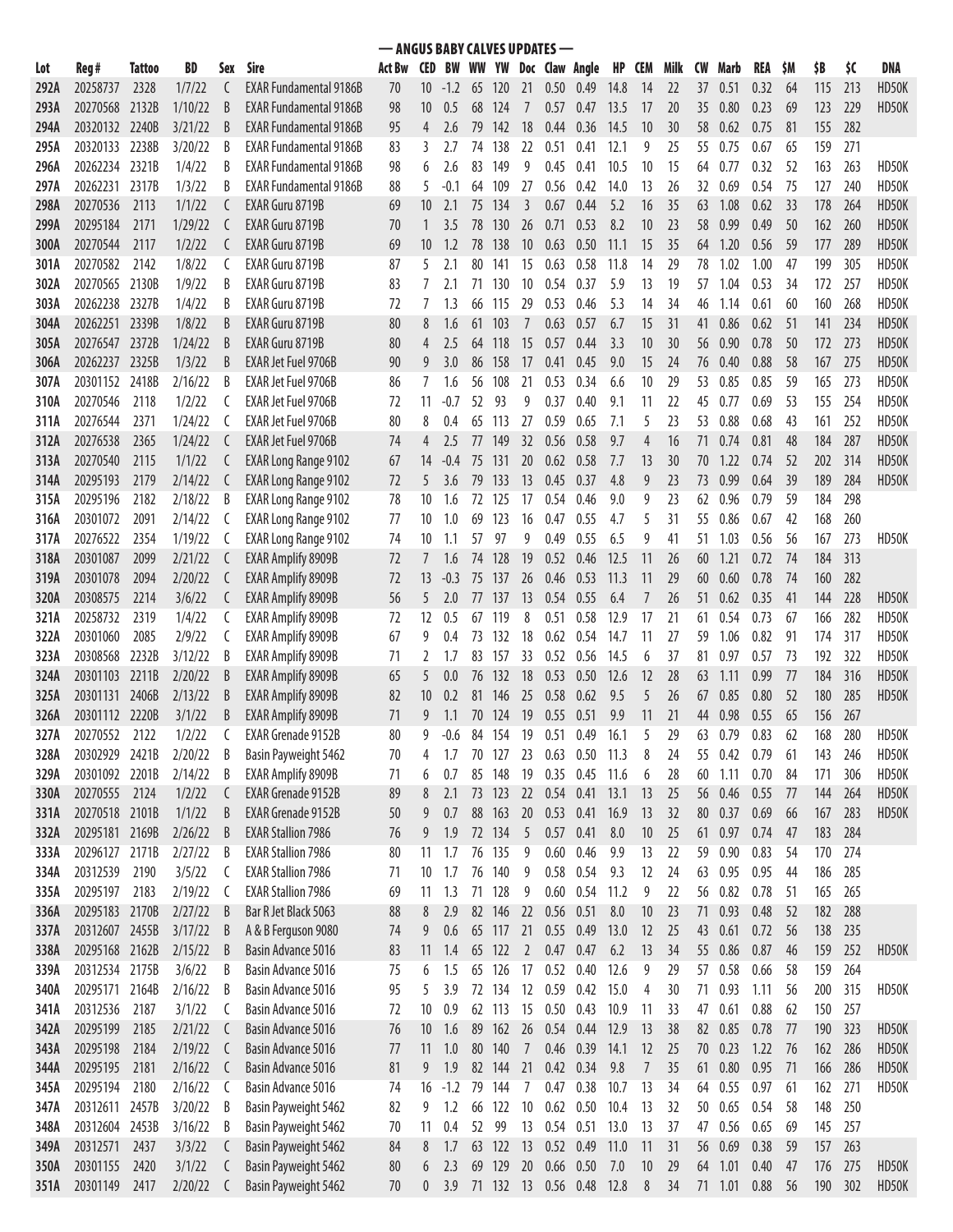## — ANGUS BABY CALVES UPDATES —

| Lot | Reg# | Tattoo | BD | Sex | Sire | Act Bw | CED | BW | WW | YW | Doc | Claw | Angle | HP | CEM | Milk | CW | Marb | REA | $M | $B | $C | DNA |
|---|---|---|---|---|---|---|---|---|---|---|---|---|---|---|---|---|---|---|---|---|---|---|---|
| 292A | 20258737 | 2328 | 1/7/22 | C | EXAR Fundamental 9186B | 70 | 10 | -1.2 | 65 | 120 | 21 | 0.50 | 0.49 | 14.8 | 14 | 22 | 37 | 0.51 | 0.32 | 64 | 115 | 213 | HD50K |
| 293A | 20270568 | 2132B | 1/10/22 | B | EXAR Fundamental 9186B | 98 | 10 | 0.5 | 68 | 124 | 7 | 0.57 | 0.47 | 13.5 | 17 | 20 | 35 | 0.80 | 0.23 | 69 | 123 | 229 | HD50K |
| 294A | 20320132 | 2240B | 3/21/22 | B | EXAR Fundamental 9186B | 95 | 4 | 2.6 | 79 | 142 | 18 | 0.44 | 0.36 | 14.5 | 10 | 30 | 58 | 0.62 | 0.75 | 81 | 155 | 282 | |
| 295A | 20320133 | 2238B | 3/20/22 | B | EXAR Fundamental 9186B | 83 | 3 | 2.7 | 74 | 138 | 22 | 0.51 | 0.41 | 12.1 | 9 | 25 | 55 | 0.75 | 0.67 | 65 | 159 | 271 | |
| 296A | 20262234 | 2321B | 1/4/22 | B | EXAR Fundamental 9186B | 98 | 6 | 2.6 | 83 | 149 | 9 | 0.45 | 0.41 | 10.5 | 10 | 15 | 64 | 0.77 | 0.32 | 52 | 163 | 263 | HD50K |
| 297A | 20262231 | 2317B | 1/3/22 | B | EXAR Fundamental 9186B | 88 | 5 | -0.1 | 64 | 109 | 27 | 0.56 | 0.42 | 14.0 | 13 | 26 | 32 | 0.69 | 0.54 | 75 | 127 | 240 | HD50K |
| 298A | 20270536 | 2113 | 1/1/22 | C | EXAR Guru 8719B | 69 | 10 | 2.1 | 75 | 134 | 3 | 0.67 | 0.44 | 5.2 | 16 | 35 | 63 | 1.08 | 0.62 | 33 | 178 | 264 | HD50K |
| 299A | 20295184 | 2171 | 1/29/22 | C | EXAR Guru 8719B | 70 | 1 | 3.5 | 78 | 130 | 26 | 0.71 | 0.53 | 8.2 | 10 | 23 | 58 | 0.99 | 0.49 | 50 | 162 | 260 | HD50K |
| 300A | 20270544 | 2117 | 1/2/22 | C | EXAR Guru 8719B | 69 | 10 | 1.2 | 78 | 138 | 10 | 0.63 | 0.50 | 11.1 | 15 | 35 | 64 | 1.20 | 0.56 | 59 | 177 | 289 | HD50K |
| 301A | 20270582 | 2142 | 1/8/22 | C | EXAR Guru 8719B | 87 | 5 | 2.1 | 80 | 141 | 15 | 0.63 | 0.58 | 11.8 | 14 | 29 | 78 | 1.02 | 1.00 | 47 | 199 | 305 | HD50K |
| 302A | 20270565 | 2130B | 1/9/22 | B | EXAR Guru 8719B | 83 | 7 | 2.1 | 71 | 130 | 10 | 0.54 | 0.37 | 5.9 | 13 | 19 | 57 | 1.04 | 0.53 | 34 | 172 | 257 | HD50K |
| 303A | 20262238 | 2327B | 1/4/22 | B | EXAR Guru 8719B | 72 | 7 | 1.3 | 66 | 115 | 29 | 0.53 | 0.46 | 5.3 | 14 | 34 | 46 | 1.14 | 0.61 | 60 | 160 | 268 | HD50K |
| 304A | 20262251 | 2339B | 1/8/22 | B | EXAR Guru 8719B | 80 | 8 | 1.6 | 61 | 103 | 7 | 0.63 | 0.57 | 6.7 | 15 | 31 | 41 | 0.86 | 0.62 | 51 | 141 | 234 | HD50K |
| 305A | 20276547 | 2372B | 1/24/22 | B | EXAR Guru 8719B | 80 | 4 | 2.5 | 64 | 118 | 15 | 0.57 | 0.44 | 3.3 | 10 | 30 | 56 | 0.90 | 0.78 | 50 | 172 | 273 | HD50K |
| 306A | 20262237 | 2325B | 1/3/22 | B | EXAR Jet Fuel 9706B | 90 | 9 | 3.0 | 86 | 158 | 17 | 0.41 | 0.45 | 9.0 | 15 | 24 | 76 | 0.40 | 0.88 | 58 | 167 | 275 | HD50K |
| 307A | 20301152 | 2418B | 2/16/22 | B | EXAR Jet Fuel 9706B | 86 | 7 | 1.6 | 56 | 108 | 21 | 0.53 | 0.34 | 6.6 | 10 | 29 | 53 | 0.85 | 0.85 | 59 | 165 | 273 | HD50K |
| 310A | 20270546 | 2118 | 1/2/22 | C | EXAR Jet Fuel 9706B | 72 | 11 | -0.7 | 52 | 93 | 9 | 0.37 | 0.40 | 9.1 | 11 | 22 | 45 | 0.77 | 0.69 | 53 | 155 | 254 | HD50K |
| 311A | 20276544 | 2371 | 1/24/22 | C | EXAR Jet Fuel 9706B | 80 | 8 | 0.4 | 65 | 113 | 27 | 0.59 | 0.65 | 7.1 | 5 | 23 | 53 | 0.88 | 0.68 | 43 | 161 | 252 | HD50K |
| 312A | 20276538 | 2365 | 1/24/22 | C | EXAR Jet Fuel 9706B | 74 | 4 | 2.5 | 77 | 149 | 32 | 0.56 | 0.58 | 9.7 | 4 | 16 | 71 | 0.74 | 0.81 | 48 | 184 | 287 | HD50K |
| 313A | 20270540 | 2115 | 1/1/22 | C | EXAR Long Range 9102 | 67 | 14 | -0.4 | 75 | 131 | 20 | 0.62 | 0.58 | 7.7 | 13 | 30 | 70 | 1.22 | 0.74 | 52 | 202 | 314 | HD50K |
| 314A | 20295193 | 2179 | 2/14/22 | C | EXAR Long Range 9102 | 72 | 5 | 3.6 | 79 | 133 | 13 | 0.45 | 0.37 | 4.8 | 9 | 23 | 73 | 0.99 | 0.64 | 39 | 189 | 284 | HD50K |
| 315A | 20295196 | 2182 | 2/18/22 | B | EXAR Long Range 9102 | 78 | 10 | 1.6 | 72 | 125 | 17 | 0.54 | 0.46 | 9.0 | 9 | 23 | 62 | 0.96 | 0.79 | 59 | 184 | 298 | |
| 316A | 20301072 | 2091 | 2/14/22 | C | EXAR Long Range 9102 | 77 | 10 | 1.0 | 69 | 123 | 16 | 0.47 | 0.55 | 4.7 | 5 | 31 | 55 | 0.86 | 0.67 | 42 | 168 | 260 | |
| 317A | 20276522 | 2354 | 1/19/22 | C | EXAR Long Range 9102 | 74 | 10 | 1.1 | 57 | 97 | 9 | 0.49 | 0.55 | 6.5 | 9 | 41 | 51 | 1.03 | 0.56 | 56 | 167 | 273 | HD50K |
| 318A | 20301087 | 2099 | 2/21/22 | C | EXAR Amplify 8909B | 72 | 7 | 1.6 | 74 | 128 | 19 | 0.52 | 0.46 | 12.5 | 11 | 26 | 60 | 1.21 | 0.72 | 74 | 184 | 313 | |
| 319A | 20301078 | 2094 | 2/20/22 | C | EXAR Amplify 8909B | 72 | 13 | -0.3 | 75 | 137 | 26 | 0.46 | 0.53 | 11.3 | 11 | 29 | 60 | 0.60 | 0.78 | 74 | 160 | 282 | |
| 320A | 20308575 | 2214 | 3/6/22 | C | EXAR Amplify 8909B | 56 | 5 | 2.0 | 77 | 137 | 13 | 0.54 | 0.55 | 6.4 | 7 | 26 | 51 | 0.62 | 0.35 | 41 | 144 | 228 | HD50K |
| 321A | 20258732 | 2319 | 1/4/22 | C | EXAR Amplify 8909B | 72 | 12 | 0.5 | 67 | 119 | 8 | 0.51 | 0.58 | 12.9 | 17 | 21 | 61 | 0.54 | 0.73 | 67 | 166 | 282 | HD50K |
| 322A | 20301060 | 2085 | 2/9/22 | C | EXAR Amplify 8909B | 67 | 9 | 0.4 | 73 | 132 | 18 | 0.62 | 0.54 | 14.7 | 11 | 27 | 59 | 1.06 | 0.82 | 91 | 174 | 317 | HD50K |
| 323A | 20308568 | 2232B | 3/12/22 | B | EXAR Amplify 8909B | 71 | 2 | 1.7 | 83 | 157 | 33 | 0.52 | 0.56 | 14.5 | 6 | 37 | 81 | 0.97 | 0.57 | 73 | 192 | 322 | HD50K |
| 324A | 20301103 | 2211B | 2/20/22 | B | EXAR Amplify 8909B | 65 | 5 | 0.0 | 76 | 132 | 18 | 0.53 | 0.50 | 12.6 | 12 | 28 | 63 | 1.11 | 0.99 | 77 | 184 | 316 | HD50K |
| 325A | 20301131 | 2406B | 2/13/22 | B | EXAR Amplify 8909B | 82 | 10 | 0.2 | 81 | 146 | 25 | 0.58 | 0.62 | 9.5 | 5 | 26 | 67 | 0.85 | 0.80 | 52 | 180 | 285 | HD50K |
| 326A | 20301112 | 2220B | 3/1/22 | B | EXAR Amplify 8909B | 71 | 9 | 1.1 | 70 | 124 | 19 | 0.55 | 0.51 | 9.9 | 11 | 21 | 44 | 0.98 | 0.55 | 65 | 156 | 267 | |
| 327A | 20270552 | 2122 | 1/2/22 | C | EXAR Grenade 9152B | 80 | 9 | -0.6 | 84 | 154 | 19 | 0.51 | 0.49 | 16.1 | 5 | 29 | 63 | 0.79 | 0.83 | 62 | 168 | 280 | HD50K |
| 328A | 20302929 | 2421B | 2/20/22 | B | Basin Payweight 5462 | 70 | 4 | 1.7 | 70 | 127 | 23 | 0.63 | 0.50 | 11.3 | 8 | 24 | 55 | 0.42 | 0.79 | 61 | 143 | 246 | HD50K |
| 329A | 20301092 | 2201B | 2/14/22 | B | EXAR Amplify 8909B | 71 | 6 | 0.7 | 85 | 148 | 19 | 0.35 | 0.45 | 11.6 | 6 | 28 | 60 | 1.11 | 0.70 | 84 | 171 | 306 | HD50K |
| 330A | 20270555 | 2124 | 1/2/22 | C | EXAR Grenade 9152B | 89 | 8 | 2.1 | 73 | 123 | 22 | 0.54 | 0.41 | 13.1 | 13 | 25 | 56 | 0.46 | 0.55 | 77 | 144 | 264 | HD50K |
| 331A | 20270518 | 2101B | 1/1/22 | B | EXAR Grenade 9152B | 50 | 9 | 0.7 | 88 | 163 | 20 | 0.53 | 0.41 | 16.9 | 13 | 32 | 80 | 0.37 | 0.69 | 66 | 167 | 283 | HD50K |
| 332A | 20295181 | 2169B | 2/26/22 | B | EXAR Stallion 7986 | 76 | 9 | 1.9 | 72 | 134 | 5 | 0.57 | 0.41 | 8.0 | 10 | 25 | 61 | 0.97 | 0.74 | 47 | 183 | 284 | |
| 333A | 20296127 | 2171B | 2/27/22 | B | EXAR Stallion 7986 | 80 | 11 | 1.7 | 76 | 135 | 9 | 0.60 | 0.46 | 9.9 | 13 | 22 | 59 | 0.90 | 0.83 | 54 | 170 | 274 | |
| 334A | 20312539 | 2190 | 3/5/22 | C | EXAR Stallion 7986 | 71 | 10 | 1.7 | 76 | 140 | 9 | 0.58 | 0.54 | 9.3 | 12 | 24 | 63 | 0.95 | 0.95 | 44 | 186 | 285 | |
| 335A | 20295197 | 2183 | 2/19/22 | C | EXAR Stallion 7986 | 69 | 11 | 1.3 | 71 | 128 | 9 | 0.60 | 0.54 | 11.2 | 9 | 22 | 56 | 0.82 | 0.78 | 51 | 165 | 265 | |
| 336A | 20295183 | 2170B | 2/27/22 | B | Bar R Jet Black 5063 | 88 | 8 | 2.9 | 82 | 146 | 22 | 0.56 | 0.51 | 8.0 | 10 | 23 | 71 | 0.93 | 0.48 | 52 | 182 | 288 | |
| 337A | 20312607 | 2455B | 3/17/22 | B | A & B Ferguson 9080 | 74 | 9 | 0.6 | 65 | 117 | 21 | 0.55 | 0.49 | 13.0 | 12 | 25 | 43 | 0.61 | 0.72 | 56 | 138 | 235 | |
| 338A | 20295168 | 2162B | 2/15/22 | B | Basin Advance 5016 | 83 | 11 | 1.4 | 65 | 122 | 2 | 0.47 | 0.47 | 6.2 | 13 | 34 | 55 | 0.86 | 0.87 | 46 | 159 | 252 | HD50K |
| 339A | 20312534 | 2175B | 3/6/22 | B | Basin Advance 5016 | 75 | 6 | 1.5 | 65 | 126 | 17 | 0.52 | 0.40 | 12.6 | 9 | 29 | 57 | 0.58 | 0.66 | 58 | 159 | 264 | |
| 340A | 20295171 | 2164B | 2/16/22 | B | Basin Advance 5016 | 95 | 5 | 3.9 | 72 | 134 | 12 | 0.59 | 0.42 | 15.0 | 4 | 30 | 71 | 0.93 | 1.11 | 56 | 200 | 315 | HD50K |
| 341A | 20312536 | 2187 | 3/1/22 | C | Basin Advance 5016 | 72 | 10 | 0.9 | 62 | 113 | 15 | 0.50 | 0.43 | 10.9 | 11 | 33 | 47 | 0.61 | 0.88 | 62 | 150 | 257 | |
| 342A | 20295199 | 2185 | 2/21/22 | C | Basin Advance 5016 | 76 | 10 | 1.6 | 89 | 162 | 26 | 0.54 | 0.44 | 12.9 | 13 | 38 | 82 | 0.85 | 0.78 | 77 | 190 | 323 | HD50K |
| 343A | 20295198 | 2184 | 2/19/22 | C | Basin Advance 5016 | 77 | 11 | 1.0 | 80 | 140 | 7 | 0.46 | 0.39 | 14.1 | 12 | 25 | 70 | 0.23 | 1.22 | 76 | 162 | 286 | HD50K |
| 344A | 20295195 | 2181 | 2/16/22 | C | Basin Advance 5016 | 81 | 9 | 1.9 | 82 | 144 | 21 | 0.42 | 0.34 | 9.8 | 7 | 35 | 61 | 0.80 | 0.95 | 71 | 166 | 286 | HD50K |
| 345A | 20295194 | 2180 | 2/16/22 | C | Basin Advance 5016 | 74 | 16 | -1.2 | 79 | 144 | 7 | 0.47 | 0.38 | 10.7 | 13 | 34 | 64 | 0.55 | 0.97 | 61 | 162 | 271 | HD50K |
| 347A | 20312611 | 2457B | 3/20/22 | B | Basin Payweight 5462 | 82 | 9 | 1.2 | 66 | 122 | 10 | 0.62 | 0.50 | 10.4 | 13 | 32 | 50 | 0.65 | 0.54 | 58 | 148 | 250 | |
| 348A | 20312604 | 2453B | 3/16/22 | B | Basin Payweight 5462 | 70 | 11 | 0.4 | 52 | 99 | 13 | 0.54 | 0.51 | 13.0 | 13 | 37 | 47 | 0.56 | 0.65 | 69 | 145 | 257 | |
| 349A | 20312571 | 2437 | 3/3/22 | C | Basin Payweight 5462 | 84 | 8 | 1.7 | 63 | 122 | 13 | 0.52 | 0.49 | 11.0 | 11 | 31 | 56 | 0.69 | 0.38 | 59 | 157 | 263 | |
| 350A | 20301155 | 2420 | 3/1/22 | C | Basin Payweight 5462 | 80 | 6 | 2.3 | 69 | 129 | 20 | 0.66 | 0.50 | 7.0 | 10 | 29 | 64 | 1.01 | 0.40 | 47 | 176 | 275 | HD50K |
| 351A | 20301149 | 2417 | 2/20/22 | C | Basin Payweight 5462 | 70 | 0 | 3.9 | 71 | 132 | 13 | 0.56 | 0.48 | 12.8 | 8 | 34 | 71 | 1.01 | 0.88 | 56 | 190 | 302 | HD50K |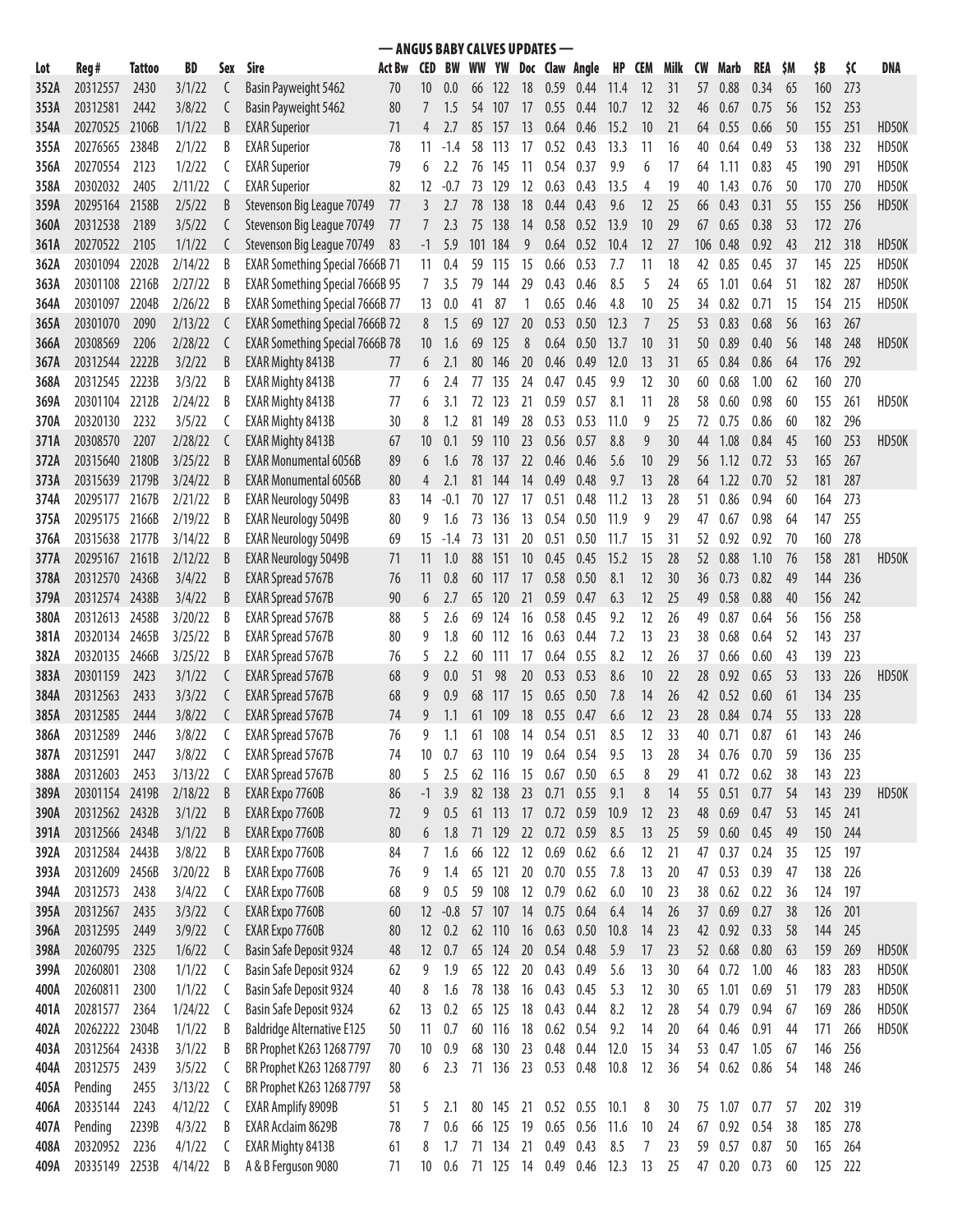## — ANGUS BABY CALVES UPDATES —

| Lot | Reg# | Tattoo | BD | Sex | Sire | Act Bw | CED | BW | WW | YW | Doc | Claw | Angle | HP | CEM | Milk | CW | Marb | REA | $M | $B | $C | DNA |
|---|---|---|---|---|---|---|---|---|---|---|---|---|---|---|---|---|---|---|---|---|---|---|---|
| 352A | 20312557 | 2430 | 3/1/22 | C | Basin Payweight 5462 | 70 | 10 | 0.0 | 66 | 122 | 18 | 0.59 | 0.44 | 11.4 | 12 | 31 | 57 | 0.88 | 0.34 | 65 | 160 | 273 | |
| 353A | 20312581 | 2442 | 3/8/22 | C | Basin Payweight 5462 | 80 | 7 | 1.5 | 54 | 107 | 17 | 0.55 | 0.44 | 10.7 | 12 | 32 | 46 | 0.67 | 0.75 | 56 | 152 | 253 | |
| 354A | 20270525 | 2106B | 1/1/22 | B | EXAR Superior | 71 | 4 | 2.7 | 85 | 157 | 13 | 0.64 | 0.46 | 15.2 | 10 | 21 | 64 | 0.55 | 0.66 | 50 | 155 | 251 | HD50K |
| 355A | 20276565 | 2384B | 2/1/22 | B | EXAR Superior | 78 | 11 | -1.4 | 58 | 113 | 17 | 0.52 | 0.43 | 13.3 | 11 | 16 | 40 | 0.64 | 0.49 | 53 | 138 | 232 | HD50K |
| 356A | 20270554 | 2123 | 1/2/22 | C | EXAR Superior | 79 | 6 | 2.2 | 76 | 145 | 11 | 0.54 | 0.37 | 9.9 | 6 | 17 | 64 | 1.11 | 0.83 | 45 | 190 | 291 | HD50K |
| 358A | 20302032 | 2405 | 2/11/22 | C | EXAR Superior | 82 | 12 | -0.7 | 73 | 129 | 12 | 0.63 | 0.43 | 13.5 | 4 | 19 | 40 | 1.43 | 0.76 | 50 | 170 | 270 | HD50K |
| 359A | 20295164 | 2158B | 2/5/22 | B | Stevenson Big League 70749 | 77 | 3 | 2.7 | 78 | 138 | 18 | 0.44 | 0.43 | 9.6 | 12 | 25 | 66 | 0.43 | 0.31 | 55 | 155 | 256 | HD50K |
| 360A | 20312538 | 2189 | 3/5/22 | C | Stevenson Big League 70749 | 77 | 7 | 2.3 | 75 | 138 | 14 | 0.58 | 0.52 | 13.9 | 10 | 29 | 67 | 0.65 | 0.38 | 53 | 172 | 276 | |
| 361A | 20270522 | 2105 | 1/1/22 | C | Stevenson Big League 70749 | 83 | -1 | 5.9 | 101 | 184 | 9 | 0.64 | 0.52 | 10.4 | 12 | 27 | 106 | 0.48 | 0.92 | 43 | 212 | 318 | HD50K |
| 362A | 20301094 | 2202B | 2/14/22 | B | EXAR Something Special 7666B | 71 | 11 | 0.4 | 59 | 115 | 15 | 0.66 | 0.53 | 7.7 | 11 | 18 | 42 | 0.85 | 0.45 | 37 | 145 | 225 | HD50K |
| 363A | 20301108 | 2216B | 2/27/22 | B | EXAR Something Special 7666B | 95 | 7 | 3.5 | 79 | 144 | 29 | 0.43 | 0.46 | 8.5 | 5 | 24 | 65 | 1.01 | 0.64 | 51 | 182 | 287 | HD50K |
| 364A | 20301097 | 2204B | 2/26/22 | B | EXAR Something Special 7666B | 77 | 13 | 0.0 | 41 | 87 | 1 | 0.65 | 0.46 | 4.8 | 10 | 25 | 34 | 0.82 | 0.71 | 15 | 154 | 215 | HD50K |
| 365A | 20301070 | 2090 | 2/13/22 | C | EXAR Something Special 7666B | 72 | 8 | 1.5 | 69 | 127 | 20 | 0.53 | 0.50 | 12.3 | 7 | 25 | 53 | 0.83 | 0.68 | 56 | 163 | 267 | |
| 366A | 20308569 | 2206 | 2/28/22 | C | EXAR Something Special 7666B | 78 | 10 | 1.6 | 69 | 125 | 8 | 0.64 | 0.50 | 13.7 | 10 | 31 | 50 | 0.89 | 0.40 | 56 | 148 | 248 | HD50K |
| 367A | 20312544 | 2222B | 3/2/22 | B | EXAR Mighty 8413B | 77 | 6 | 2.1 | 80 | 146 | 20 | 0.46 | 0.49 | 12.0 | 13 | 31 | 65 | 0.84 | 0.86 | 64 | 176 | 292 | |
| 368A | 20312545 | 2223B | 3/3/22 | B | EXAR Mighty 8413B | 77 | 6 | 2.4 | 77 | 135 | 24 | 0.47 | 0.45 | 9.9 | 12 | 30 | 60 | 0.68 | 1.00 | 62 | 160 | 270 | |
| 369A | 20301104 | 2212B | 2/24/22 | B | EXAR Mighty 8413B | 77 | 6 | 3.1 | 72 | 123 | 21 | 0.59 | 0.57 | 8.1 | 11 | 28 | 58 | 0.60 | 0.98 | 60 | 155 | 261 | HD50K |
| 370A | 20320130 | 2232 | 3/5/22 | C | EXAR Mighty 8413B | 30 | 8 | 1.2 | 81 | 149 | 28 | 0.53 | 0.53 | 11.0 | 9 | 25 | 72 | 0.75 | 0.86 | 60 | 182 | 296 | |
| 371A | 20308570 | 2207 | 2/28/22 | C | EXAR Mighty 8413B | 67 | 10 | 0.1 | 59 | 110 | 23 | 0.56 | 0.57 | 8.8 | 9 | 30 | 44 | 1.08 | 0.84 | 45 | 160 | 253 | HD50K |
| 372A | 20315640 | 2180B | 3/25/22 | B | EXAR Monumental 6056B | 89 | 6 | 1.6 | 78 | 137 | 22 | 0.46 | 0.46 | 5.6 | 10 | 29 | 56 | 1.12 | 0.72 | 53 | 165 | 267 | |
| 373A | 20315639 | 2179B | 3/24/22 | B | EXAR Monumental 6056B | 80 | 4 | 2.1 | 81 | 144 | 14 | 0.49 | 0.48 | 9.7 | 13 | 28 | 64 | 1.22 | 0.70 | 52 | 181 | 287 | |
| 374A | 20295177 | 2167B | 2/21/22 | B | EXAR Neurology 5049B | 83 | 14 | -0.1 | 70 | 127 | 17 | 0.51 | 0.48 | 11.2 | 13 | 28 | 51 | 0.86 | 0.94 | 60 | 164 | 273 | |
| 375A | 20295175 | 2166B | 2/19/22 | B | EXAR Neurology 5049B | 80 | 9 | 1.6 | 73 | 136 | 13 | 0.54 | 0.50 | 11.9 | 9 | 29 | 47 | 0.67 | 0.98 | 64 | 147 | 255 | |
| 376A | 20315638 | 2177B | 3/14/22 | B | EXAR Neurology 5049B | 69 | 15 | -1.4 | 73 | 131 | 20 | 0.51 | 0.50 | 11.7 | 15 | 31 | 52 | 0.92 | 0.92 | 70 | 160 | 278 | |
| 377A | 20295167 | 2161B | 2/12/22 | B | EXAR Neurology 5049B | 71 | 11 | 1.0 | 88 | 151 | 10 | 0.45 | 0.45 | 15.2 | 15 | 28 | 52 | 0.88 | 1.10 | 76 | 158 | 281 | HD50K |
| 378A | 20312570 | 2436B | 3/4/22 | B | EXAR Spread 5767B | 76 | 11 | 0.8 | 60 | 117 | 17 | 0.58 | 0.50 | 8.1 | 12 | 30 | 36 | 0.73 | 0.82 | 49 | 144 | 236 | |
| 379A | 20312574 | 2438B | 3/4/22 | B | EXAR Spread 5767B | 90 | 6 | 2.7 | 65 | 120 | 21 | 0.59 | 0.47 | 6.3 | 12 | 25 | 49 | 0.58 | 0.88 | 40 | 156 | 242 | |
| 380A | 20312613 | 2458B | 3/20/22 | B | EXAR Spread 5767B | 88 | 5 | 2.6 | 69 | 124 | 16 | 0.58 | 0.45 | 9.2 | 12 | 26 | 49 | 0.87 | 0.64 | 56 | 156 | 258 | |
| 381A | 20320134 | 2465B | 3/25/22 | B | EXAR Spread 5767B | 80 | 9 | 1.8 | 60 | 112 | 16 | 0.63 | 0.44 | 7.2 | 13 | 23 | 38 | 0.68 | 0.64 | 52 | 143 | 237 | |
| 382A | 20320135 | 2466B | 3/25/22 | B | EXAR Spread 5767B | 76 | 5 | 2.2 | 60 | 111 | 17 | 0.64 | 0.55 | 8.2 | 12 | 26 | 37 | 0.66 | 0.60 | 43 | 139 | 223 | |
| 383A | 20301159 | 2423 | 3/1/22 | C | EXAR Spread 5767B | 68 | 9 | 0.0 | 51 | 98 | 20 | 0.53 | 0.53 | 8.6 | 10 | 22 | 28 | 0.92 | 0.65 | 53 | 133 | 226 | HD50K |
| 384A | 20312563 | 2433 | 3/3/22 | C | EXAR Spread 5767B | 68 | 9 | 0.9 | 68 | 117 | 15 | 0.65 | 0.50 | 7.8 | 14 | 26 | 42 | 0.52 | 0.60 | 61 | 134 | 235 | |
| 385A | 20312585 | 2444 | 3/8/22 | C | EXAR Spread 5767B | 74 | 9 | 1.1 | 61 | 109 | 18 | 0.55 | 0.47 | 6.6 | 12 | 23 | 28 | 0.84 | 0.74 | 55 | 133 | 228 | |
| 386A | 20312589 | 2446 | 3/8/22 | C | EXAR Spread 5767B | 76 | 9 | 1.1 | 61 | 108 | 14 | 0.54 | 0.51 | 8.5 | 12 | 33 | 40 | 0.71 | 0.87 | 61 | 143 | 246 | |
| 387A | 20312591 | 2447 | 3/8/22 | C | EXAR Spread 5767B | 74 | 10 | 0.7 | 63 | 110 | 19 | 0.64 | 0.54 | 9.5 | 13 | 28 | 34 | 0.76 | 0.70 | 59 | 136 | 235 | |
| 388A | 20312603 | 2453 | 3/13/22 | C | EXAR Spread 5767B | 80 | 5 | 2.5 | 62 | 116 | 15 | 0.67 | 0.50 | 6.5 | 8 | 29 | 41 | 0.72 | 0.62 | 38 | 143 | 223 | |
| 389A | 20301154 | 2419B | 2/18/22 | B | EXAR Expo 7760B | 86 | -1 | 3.9 | 82 | 138 | 23 | 0.71 | 0.55 | 9.1 | 8 | 14 | 55 | 0.51 | 0.77 | 54 | 143 | 239 | HD50K |
| 390A | 20312562 | 2432B | 3/1/22 | B | EXAR Expo 7760B | 72 | 9 | 0.5 | 61 | 113 | 17 | 0.72 | 0.59 | 10.9 | 12 | 23 | 48 | 0.69 | 0.47 | 53 | 145 | 241 | |
| 391A | 20312566 | 2434B | 3/1/22 | B | EXAR Expo 7760B | 80 | 6 | 1.8 | 71 | 129 | 22 | 0.72 | 0.59 | 8.5 | 13 | 25 | 59 | 0.60 | 0.45 | 49 | 150 | 244 | |
| 392A | 20312584 | 2443B | 3/8/22 | B | EXAR Expo 7760B | 84 | 7 | 1.6 | 66 | 122 | 12 | 0.69 | 0.62 | 6.6 | 12 | 21 | 47 | 0.37 | 0.24 | 35 | 125 | 197 | |
| 393A | 20312609 | 2456B | 3/20/22 | B | EXAR Expo 7760B | 76 | 9 | 1.4 | 65 | 121 | 20 | 0.70 | 0.55 | 7.8 | 13 | 20 | 47 | 0.53 | 0.39 | 47 | 138 | 226 | |
| 394A | 20312573 | 2438 | 3/4/22 | C | EXAR Expo 7760B | 68 | 9 | 0.5 | 59 | 108 | 12 | 0.79 | 0.62 | 6.0 | 10 | 23 | 38 | 0.62 | 0.22 | 36 | 124 | 197 | |
| 395A | 20312567 | 2435 | 3/3/22 | C | EXAR Expo 7760B | 60 | 12 | -0.8 | 57 | 107 | 14 | 0.75 | 0.64 | 6.4 | 14 | 26 | 37 | 0.69 | 0.27 | 38 | 126 | 201 | |
| 396A | 20312595 | 2449 | 3/9/22 | C | EXAR Expo 7760B | 80 | 12 | 0.2 | 62 | 110 | 16 | 0.63 | 0.50 | 10.8 | 14 | 23 | 42 | 0.92 | 0.33 | 58 | 144 | 245 | |
| 398A | 20260795 | 2325 | 1/6/22 | C | Basin Safe Deposit 9324 | 48 | 12 | 0.7 | 65 | 124 | 20 | 0.54 | 0.48 | 5.9 | 17 | 23 | 52 | 0.68 | 0.80 | 63 | 159 | 269 | HD50K |
| 399A | 20260801 | 2308 | 1/1/22 | C | Basin Safe Deposit 9324 | 62 | 9 | 1.9 | 65 | 122 | 20 | 0.43 | 0.49 | 5.6 | 13 | 30 | 64 | 0.72 | 1.00 | 46 | 183 | 283 | HD50K |
| 400A | 20260811 | 2300 | 1/1/22 | C | Basin Safe Deposit 9324 | 40 | 8 | 1.6 | 78 | 138 | 16 | 0.43 | 0.45 | 5.3 | 12 | 30 | 65 | 1.01 | 0.69 | 51 | 179 | 283 | HD50K |
| 401A | 20281577 | 2364 | 1/24/22 | C | Basin Safe Deposit 9324 | 62 | 13 | 0.2 | 65 | 125 | 18 | 0.43 | 0.44 | 8.2 | 12 | 28 | 54 | 0.79 | 0.94 | 67 | 169 | 286 | HD50K |
| 402A | 20262222 | 2304B | 1/1/22 | B | Baldridge Alternative E125 | 50 | 11 | 0.7 | 60 | 116 | 18 | 0.62 | 0.54 | 9.2 | 14 | 20 | 64 | 0.46 | 0.91 | 44 | 171 | 266 | HD50K |
| 403A | 20312564 | 2433B | 3/1/22 | B | BR Prophet K263 1268 7797 | 70 | 10 | 0.9 | 68 | 130 | 23 | 0.48 | 0.44 | 12.0 | 15 | 34 | 53 | 0.47 | 1.05 | 67 | 146 | 256 | |
| 404A | 20312575 | 2439 | 3/5/22 | C | BR Prophet K263 1268 7797 | 80 | 6 | 2.3 | 71 | 136 | 23 | 0.53 | 0.48 | 10.8 | 12 | 36 | 54 | 0.62 | 0.86 | 54 | 148 | 246 | |
| 405A | Pending | 2455 | 3/13/22 | C | BR Prophet K263 1268 7797 | 58 | | | | | | | | | | | | | | | | | |
| 406A | 20335144 | 2243 | 4/12/22 | C | EXAR Amplify 8909B | 51 | 5 | 2.1 | 80 | 145 | 21 | 0.52 | 0.55 | 10.1 | 8 | 30 | 75 | 1.07 | 0.77 | 57 | 202 | 319 | |
| 407A | Pending | 2239B | 4/3/22 | B | EXAR Acclaim 8629B | 78 | 7 | 0.6 | 66 | 125 | 19 | 0.65 | 0.56 | 11.6 | 10 | 24 | 67 | 0.92 | 0.54 | 38 | 185 | 278 | |
| 408A | 20320952 | 2236 | 4/1/22 | C | EXAR Mighty 8413B | 61 | 8 | 1.7 | 71 | 134 | 21 | 0.49 | 0.43 | 8.5 | 7 | 23 | 59 | 0.57 | 0.87 | 50 | 165 | 264 | |
| 409A | 20335149 | 2253B | 4/14/22 | B | A & B Ferguson 9080 | 71 | 10 | 0.6 | 71 | 125 | 14 | 0.49 | 0.46 | 12.3 | 13 | 25 | 47 | 0.20 | 0.73 | 60 | 125 | 222 | |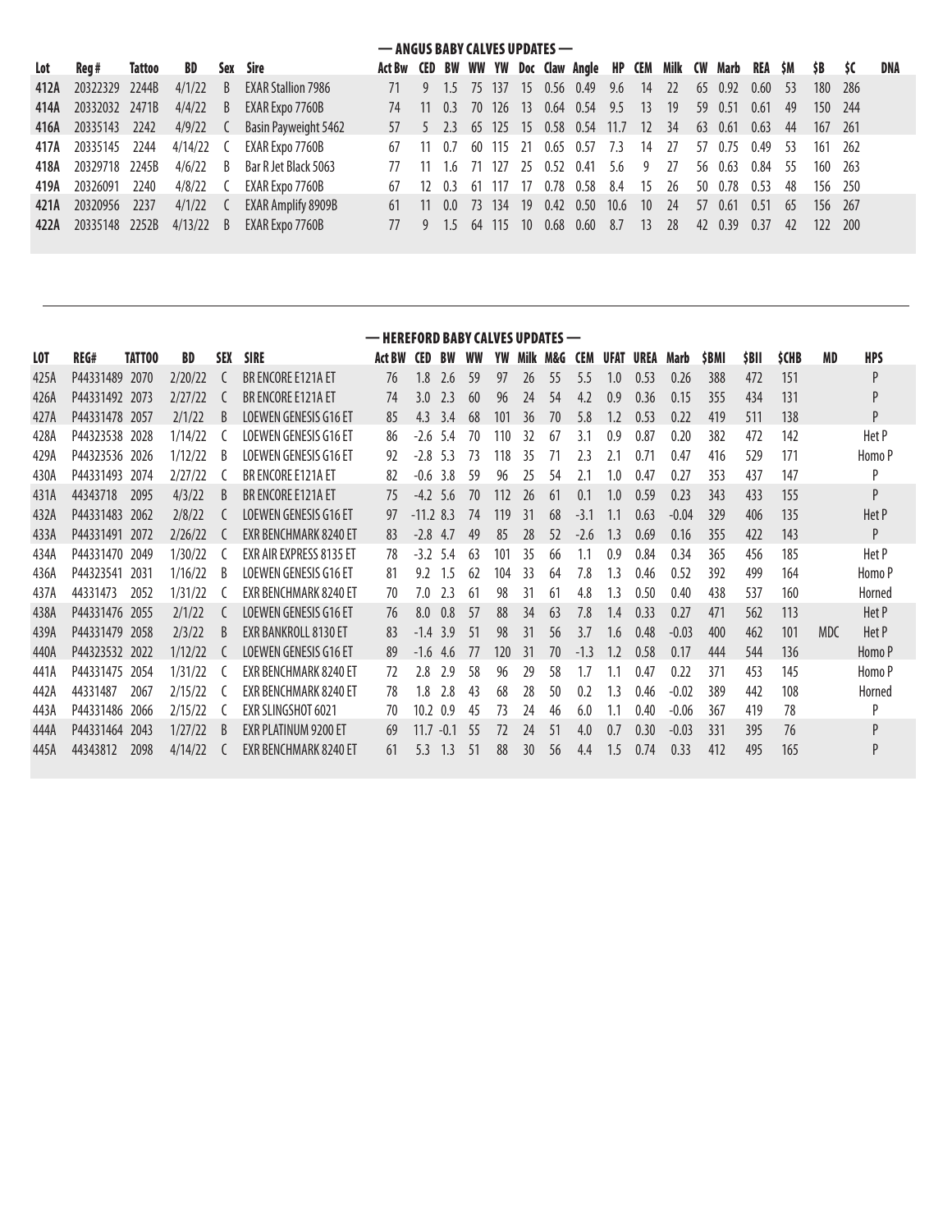## — ANGUS BABY CALVES UPDATES —

| Lot | Reg # | Tattoo | BD | Sex | Sire | Act Bw | CED | BW | WW | YW | Doc | Claw | Angle | HP | CEM | Milk | CW | Marb | REA | $M | $B | $C | DNA |
|---|---|---|---|---|---|---|---|---|---|---|---|---|---|---|---|---|---|---|---|---|---|---|---|
| 412A | 20322329 | 2244B | 4/1/22 | B | EXAR Stallion 7986 | 71 | 9 | 1.5 | 75 | 137 | 15 | 0.56 | 0.49 | 9.6 | 14 | 22 | 65 | 0.92 | 0.60 | 53 | 180 | 286 | |
| 414A | 20332032 | 2471B | 4/4/22 | B | EXAR Expo 7760B | 74 | 11 | 0.3 | 70 | 126 | 13 | 0.64 | 0.54 | 9.5 | 13 | 19 | 59 | 0.51 | 0.61 | 49 | 150 | 244 | |
| 416A | 20335143 | 2242 | 4/9/22 | C | Basin Payweight 5462 | 57 | 5 | 2.3 | 65 | 125 | 15 | 0.58 | 0.54 | 11.7 | 12 | 34 | 63 | 0.61 | 0.63 | 44 | 167 | 261 | |
| 417A | 20335145 | 2244 | 4/14/22 | C | EXAR Expo 7760B | 67 | 11 | 0.7 | 60 | 115 | 21 | 0.65 | 0.57 | 7.3 | 14 | 27 | 57 | 0.75 | 0.49 | 53 | 161 | 262 | |
| 418A | 20329718 | 2245B | 4/6/22 | B | Bar R Jet Black 5063 | 77 | 11 | 1.6 | 71 | 127 | 25 | 0.52 | 0.41 | 5.6 | 9 | 27 | 56 | 0.63 | 0.84 | 55 | 160 | 263 | |
| 419A | 20326091 | 2240 | 4/8/22 | C | EXAR Expo 7760B | 67 | 12 | 0.3 | 61 | 117 | 17 | 0.78 | 0.58 | 8.4 | 15 | 26 | 50 | 0.78 | 0.53 | 48 | 156 | 250 | |
| 421A | 20320956 | 2237 | 4/1/22 | C | EXAR Amplify 8909B | 61 | 11 | 0.0 | 73 | 134 | 19 | 0.42 | 0.50 | 10.6 | 10 | 24 | 57 | 0.61 | 0.51 | 65 | 156 | 267 | |
| 422A | 20335148 | 2252B | 4/13/22 | B | EXAR Expo 7760B | 77 | 9 | 1.5 | 64 | 115 | 10 | 0.68 | 0.60 | 8.7 | 13 | 28 | 42 | 0.39 | 0.37 | 42 | 122 | 200 | |

## — HEREFORD BABY CALVES UPDATES —

| LOT | REG# | TATTOO | BD | SEX | SIRE | Act BW | CED | BW | WW | YW | Milk | M&G | CEM | UFAT | UREA | Marb | $BMI | $BII | $CHB | MD | HPS |
|---|---|---|---|---|---|---|---|---|---|---|---|---|---|---|---|---|---|---|---|---|---|
| 425A | P44331489 | 2070 | 2/20/22 | C | BR ENCORE E121A ET | 76 | 1.8 | 2.6 | 59 | 97 | 26 | 55 | 5.5 | 1.0 | 0.53 | 0.26 | 388 | 472 | 151 | | P |
| 426A | P44331492 | 2073 | 2/27/22 | C | BR ENCORE E121A ET | 74 | 3.0 | 2.3 | 60 | 96 | 24 | 54 | 4.2 | 0.9 | 0.36 | 0.15 | 355 | 434 | 131 | | P |
| 427A | P44331478 | 2057 | 2/1/22 | B | LOEWEN GENESIS G16 ET | 85 | 4.3 | 3.4 | 68 | 101 | 36 | 70 | 5.8 | 1.2 | 0.53 | 0.22 | 419 | 511 | 138 | | P |
| 428A | P44323538 | 2028 | 1/14/22 | C | LOEWEN GENESIS G16 ET | 86 | -2.6 | 5.4 | 70 | 110 | 32 | 67 | 3.1 | 0.9 | 0.87 | 0.20 | 382 | 472 | 142 | | Het P |
| 429A | P44323536 | 2026 | 1/12/22 | B | LOEWEN GENESIS G16 ET | 92 | -2.8 | 5.3 | 73 | 118 | 35 | 71 | 2.3 | 2.1 | 0.71 | 0.47 | 416 | 529 | 171 | | Homo P |
| 430A | P44331493 | 2074 | 2/27/22 | C | BR ENCORE E121A ET | 82 | -0.6 | 3.8 | 59 | 96 | 25 | 54 | 2.1 | 1.0 | 0.47 | 0.27 | 353 | 437 | 147 | | P |
| 431A | 44343718 | 2095 | 4/3/22 | B | BR ENCORE E121A ET | 75 | -4.2 | 5.6 | 70 | 112 | 26 | 61 | 0.1 | 1.0 | 0.59 | 0.23 | 343 | 433 | 155 | | P |
| 432A | P44331483 | 2062 | 2/8/22 | C | LOEWEN GENESIS G16 ET | 97 | -11.2 | 8.3 | 74 | 119 | 31 | 68 | -3.1 | 1.1 | 0.63 | -0.04 | 329 | 406 | 135 | | Het P |
| 433A | P44331491 | 2072 | 2/26/22 | C | EXR BENCHMARK 8240 ET | 83 | -2.8 | 4.7 | 49 | 85 | 28 | 52 | -2.6 | 1.3 | 0.69 | 0.16 | 355 | 422 | 143 | | P |
| 434A | P44331470 | 2049 | 1/30/22 | C | EXR AIR EXPRESS 8135 ET | 78 | -3.2 | 5.4 | 63 | 101 | 35 | 66 | 1.1 | 0.9 | 0.84 | 0.34 | 365 | 456 | 185 | | Het P |
| 436A | P44323541 | 2031 | 1/16/22 | B | LOEWEN GENESIS G16 ET | 81 | 9.2 | 1.5 | 62 | 104 | 33 | 64 | 7.8 | 1.3 | 0.46 | 0.52 | 392 | 499 | 164 | | Homo P |
| 437A | 44331473 | 2052 | 1/31/22 | C | EXR BENCHMARK 8240 ET | 70 | 7.0 | 2.3 | 61 | 98 | 31 | 61 | 4.8 | 1.3 | 0.50 | 0.40 | 438 | 537 | 160 | | Horned |
| 438A | P44331476 | 2055 | 2/1/22 | C | LOEWEN GENESIS G16 ET | 76 | 8.0 | 0.8 | 57 | 88 | 34 | 63 | 7.8 | 1.4 | 0.33 | 0.27 | 471 | 562 | 113 | | Het P |
| 439A | P44331479 | 2058 | 2/3/22 | B | EXR BANKROLL 8130 ET | 83 | -1.4 | 3.9 | 51 | 98 | 31 | 56 | 3.7 | 1.6 | 0.48 | -0.03 | 400 | 462 | 101 | MDC | Het P |
| 440A | P44323532 | 2022 | 1/12/22 | C | LOEWEN GENESIS G16 ET | 89 | -1.6 | 4.6 | 77 | 120 | 31 | 70 | -1.3 | 1.2 | 0.58 | 0.17 | 444 | 544 | 136 | | Homo P |
| 441A | P44331475 | 2054 | 1/31/22 | C | EXR BENCHMARK 8240 ET | 72 | 2.8 | 2.9 | 58 | 96 | 29 | 58 | 1.7 | 1.1 | 0.47 | 0.22 | 371 | 453 | 145 | | Homo P |
| 442A | 44331487 | 2067 | 2/15/22 | C | EXR BENCHMARK 8240 ET | 78 | 1.8 | 2.8 | 43 | 68 | 28 | 50 | 0.2 | 1.3 | 0.46 | -0.02 | 389 | 442 | 108 | | Horned |
| 443A | P44331486 | 2066 | 2/15/22 | C | EXR SLINGSHOT 6021 | 70 | 10.2 | 0.9 | 45 | 73 | 24 | 46 | 6.0 | 1.1 | 0.40 | -0.06 | 367 | 419 | 78 | | P |
| 444A | P44331464 | 2043 | 1/27/22 | B | EXR PLATINUM 9200 ET | 69 | 11.7 | -0.1 | 55 | 72 | 24 | 51 | 4.0 | 0.7 | 0.30 | -0.03 | 331 | 395 | 76 | | P |
| 445A | 44343812 | 2098 | 4/14/22 | C | EXR BENCHMARK 8240 ET | 61 | 5.3 | 1.3 | 51 | 88 | 30 | 56 | 4.4 | 1.5 | 0.74 | 0.33 | 412 | 495 | 165 | | P |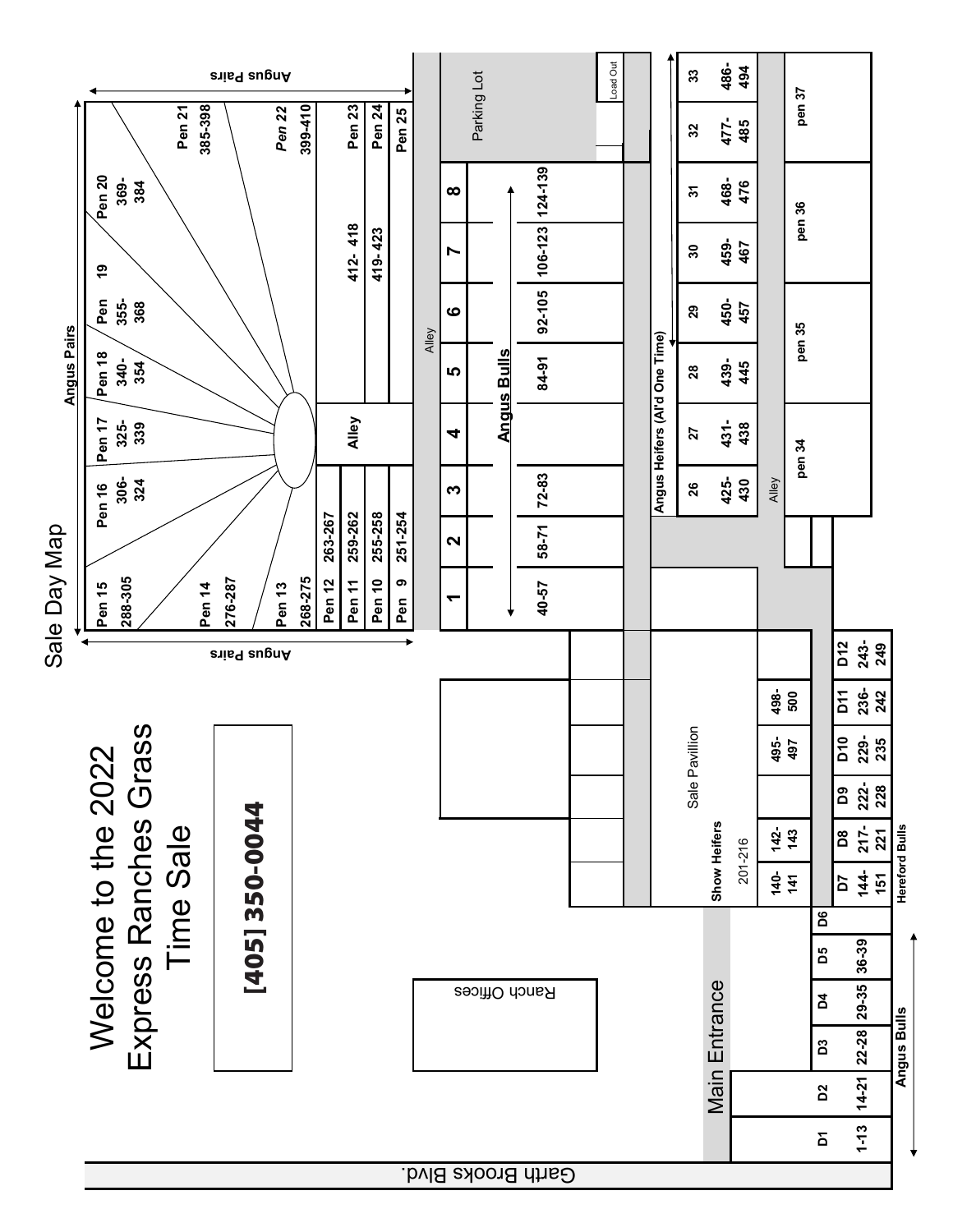# Welcome to the 2022 Express Ranches Grass Time Sale

**[405] 350-0044**

## Sale Day Map

Ranch Offices

Main Entrance

Garth Brooks Blvd.

Sale Pavillion

**Angus Pairs**

| | |
|---|---|
| Pen 15 | 288-305 |
| Pen 16 | 306-324 |
| Pen 17 | 325-339 |
| Pen 18 | 340-354 |
| Pen 19 | 355-368 |
| Pen 20 | 369-384 |
| Pen 21 | 385-398 |
| Pen 22 | 399-410 |
| Pen 23 | 412-418 |
| Pen 24 | 419-423 |
| Pen 25 | |
| Pen 14 | 276-287 |
| Pen 13 | 268-275 |
| Pen 12 | 263-267 |
| Pen 11 | 259-262 |
| Pen 10 | 255-258 |
| Pen 9 | 251-254 |

Alley

**Angus Bulls**

| 1 | 2 | 3 | 4 | 5 | 6 | 7 | 8 |
|---|---|---|---|---|---|---|---|
| 40-57 | 58-71 | 72-83 | | 84-91 | 92-105 | 106-123 | 124-139 |

Parking Lot

Load Out

**Angus Heifers (AI'd One Time)**

| 26 | 27 | 28 | 29 | 30 | 31 | 32 | 33 |
|---|---|---|---|---|---|---|---|
| 425-430 | 431-438 | 439-445 | 450-457 | 459-467 | 468-476 | 477-485 | 486-494 |

Alley

pen 34, pen 35, pen 36, pen 37

**Show Heifers** 201-216

| | | | | |
|---|---|---|---|---|
| 140-141 | 142-143 | | 495-497 | 498-500 |

**Hereford Bulls**

| D7 | D8 | D9 | D10 | D11 | D12 |
|---|---|---|---|---|---|
| 144-151 | 217-221 | 222-228 | 229-235 | 236-242 | 243-249 |

**Angus Bulls**

| D1 | D2 | D3 | D4 | D5 | D6 |
|---|---|---|---|---|---|
| 1-13 | 14-21 | 22-28 | 29-35 | 36-39 | |